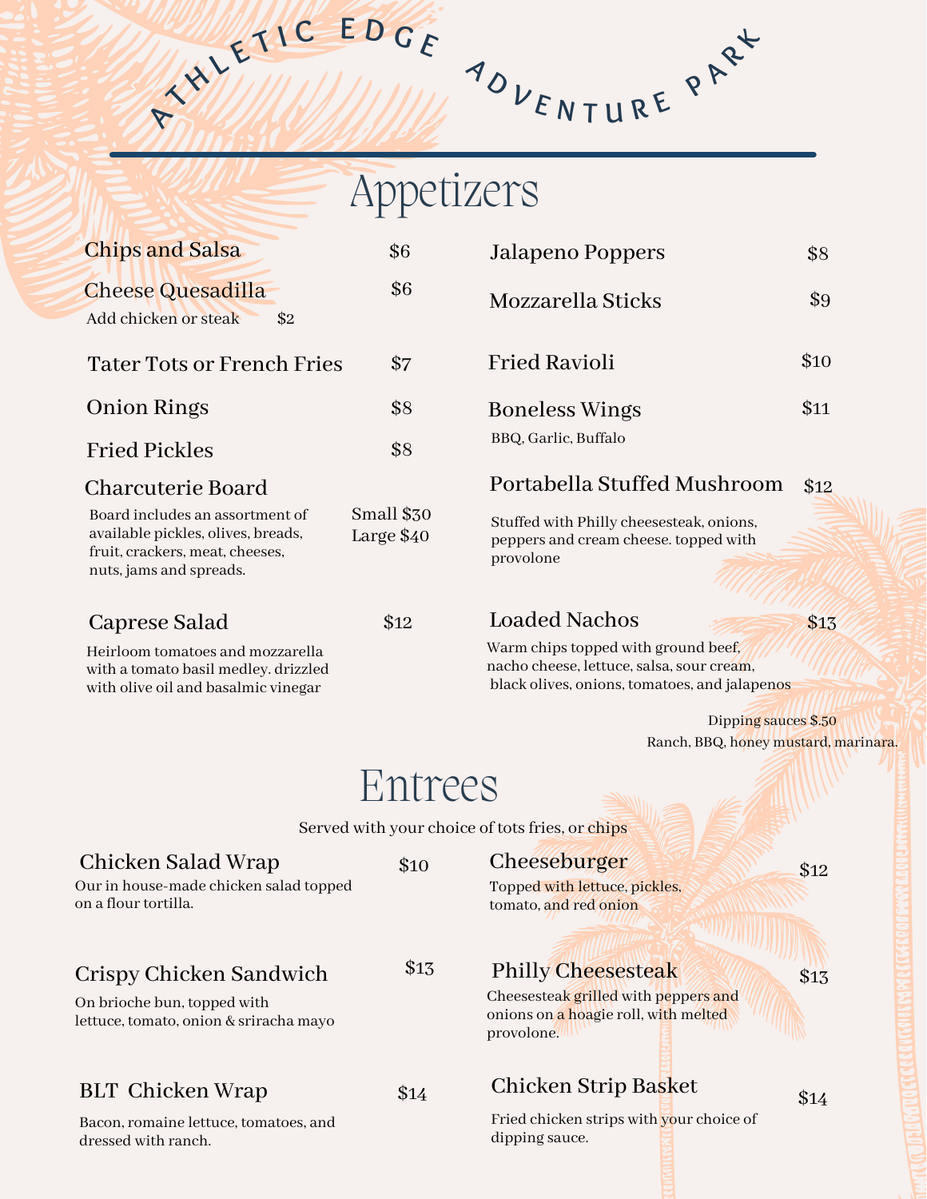# ATHLETIC EDGE ADVENTURE PARK

## Appetizers

**Chips and Salsa** $6

**Cheese Quesadilla** $6

Add chicken or steak $2

**Tater Tots or French Fries** $7

**Onion Rings** $8

**Fried Pickles** $8

**Charcuterie Board** Small $30 / Large $40

Board includes an assortment of available pickles, olives, breads, fruit, crackers, meat, cheeses, nuts, jams and spreads.

**Caprese Salad** $12

Heirloom tomatoes and mozzarella with a tomato basil medley. drizzled with olive oil and basalmic vinegar

**Jalapeno Poppers** $8

**Mozzarella Sticks** $9

**Fried Ravioli** $10

**Boneless Wings** $11

BBQ, Garlic, Buffalo

**Portabella Stuffed Mushroom** $12

Stuffed with Philly cheesesteak, onions, peppers and cream cheese. topped with provolone

**Loaded Nachos** $13

Warm chips topped with ground beef, nacho cheese, lettuce, salsa, sour cream, black olives, onions, tomatoes, and jalapenos

Dipping sauces $.50

Ranch, BBQ, honey mustard, marinara.

## Entrees

Served with your choice of tots fries, or chips

**Chicken Salad Wrap** $10

Our in house-made chicken salad topped on a flour tortilla.

**Crispy Chicken Sandwich** $13

On brioche bun, topped with lettuce, tomato, onion & sriracha mayo

**BLT Chicken Wrap** $14

Bacon, romaine lettuce, tomatoes, and dressed with ranch.

**Cheeseburger** $12

Topped with lettuce, pickles, tomato, and red onion

**Philly Cheesesteak** $13

Cheesesteak grilled with peppers and onions on a hoagie roll, with melted provolone.

**Chicken Strip Basket** $14

Fried chicken strips with your choice of dipping sauce.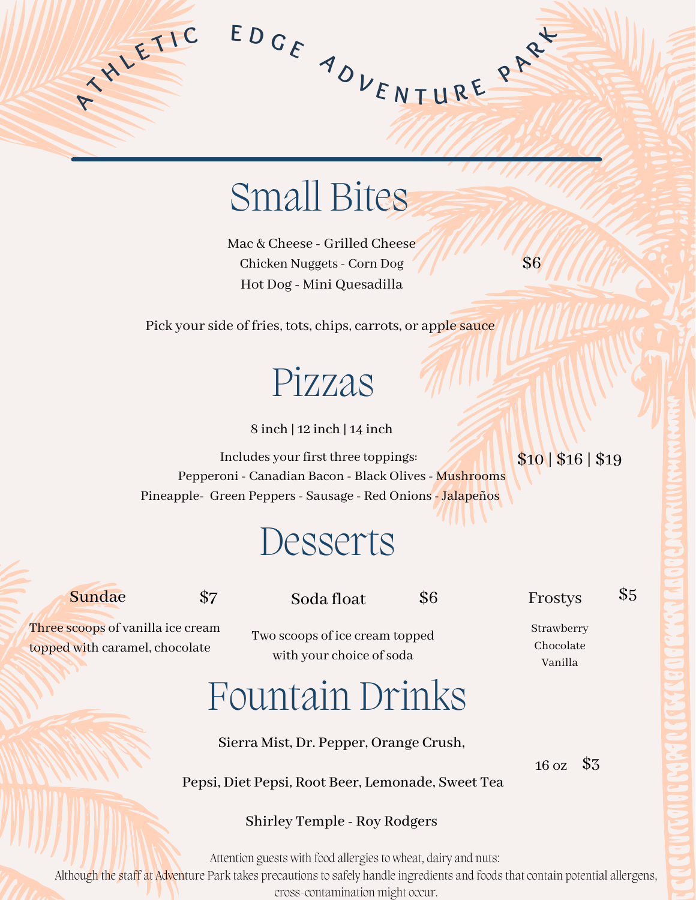# ATHLETIC EDGE ADVENTURE PARK

## Small Bites

Mac & Cheese - Grilled Cheese
Chicken Nuggets - Corn Dog
Hot Dog - Mini Quesadilla

$6

Pick your side of fries, tots, chips, carrots, or apple sauce

## Pizzas

8 inch | 12 inch | 14 inch

$10 | $16 | $19

Includes your first three toppings:
Pepperoni - Canadian Bacon - Black Olives - Mushrooms
Pineapple- Green Peppers - Sausage - Red Onions - Jalapeños

## Desserts

**Sundae** $7

Three scoops of vanilla ice cream topped with caramel, chocolate

**Soda float** $6

Two scoops of ice cream topped with your choice of soda

**Frostys** $5

Strawberry
Chocolate
Vanilla

## Fountain Drinks

Sierra Mist, Dr. Pepper, Orange Crush,

Pepsi, Diet Pepsi, Root Beer, Lemonade, Sweet Tea

Shirley Temple - Roy Rodgers

16 oz $3

Attention guests with food allergies to wheat, dairy and nuts:
Although the staff at Adventure Park takes precautions to safely handle ingredients and foods that contain potential allergens, cross-contamination might occur.